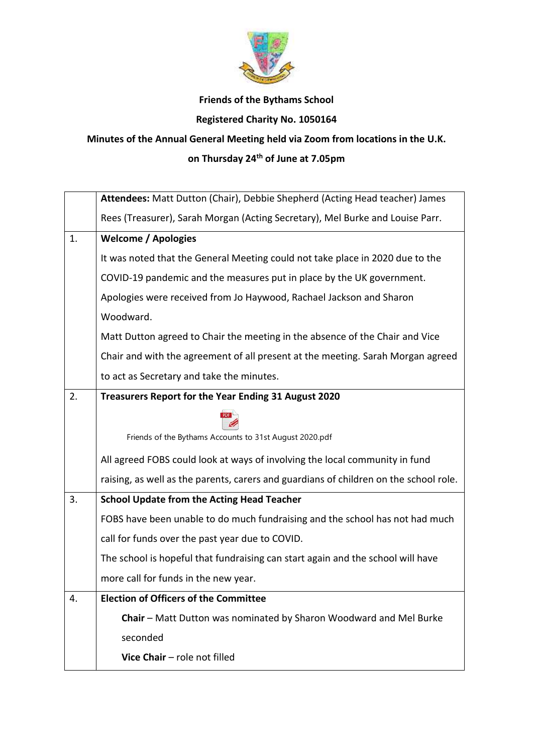**Friends of the Bythams School**

**Registered Charity No. 1050164**

**Minutes of the Annual General Meeting held via Zoom from locations in the U.K.**

**on Thursday 24th of June at 7.05pm**

| | **Attendees:** Matt Dutton (Chair), Debbie Shepherd (Acting Head teacher) James Rees (Treasurer), Sarah Morgan (Acting Secretary), Mel Burke and Louise Parr. |
|---|---|
| 1. | **Welcome / Apologies**<br>It was noted that the General Meeting could not take place in 2020 due to the COVID-19 pandemic and the measures put in place by the UK government.<br>Apologies were received from Jo Haywood, Rachael Jackson and Sharon Woodward.<br>Matt Dutton agreed to Chair the meeting in the absence of the Chair and Vice Chair and with the agreement of all present at the meeting. Sarah Morgan agreed to act as Secretary and take the minutes. |
| 2. | **Treasurers Report for the Year Ending 31 August 2020**<br>Friends of the Bythams Accounts to 31st August 2020.pdf<br>All agreed FOBS could look at ways of involving the local community in fund raising, as well as the parents, carers and guardians of children on the school role. |
| 3. | **School Update from the Acting Head Teacher**<br>FOBS have been unable to do much fundraising and the school has not had much call for funds over the past year due to COVID.<br>The school is hopeful that fundraising can start again and the school will have more call for funds in the new year. |
| 4. | **Election of Officers of the Committee**<br>**Chair** – Matt Dutton was nominated by Sharon Woodward and Mel Burke seconded<br>**Vice Chair** – role not filled |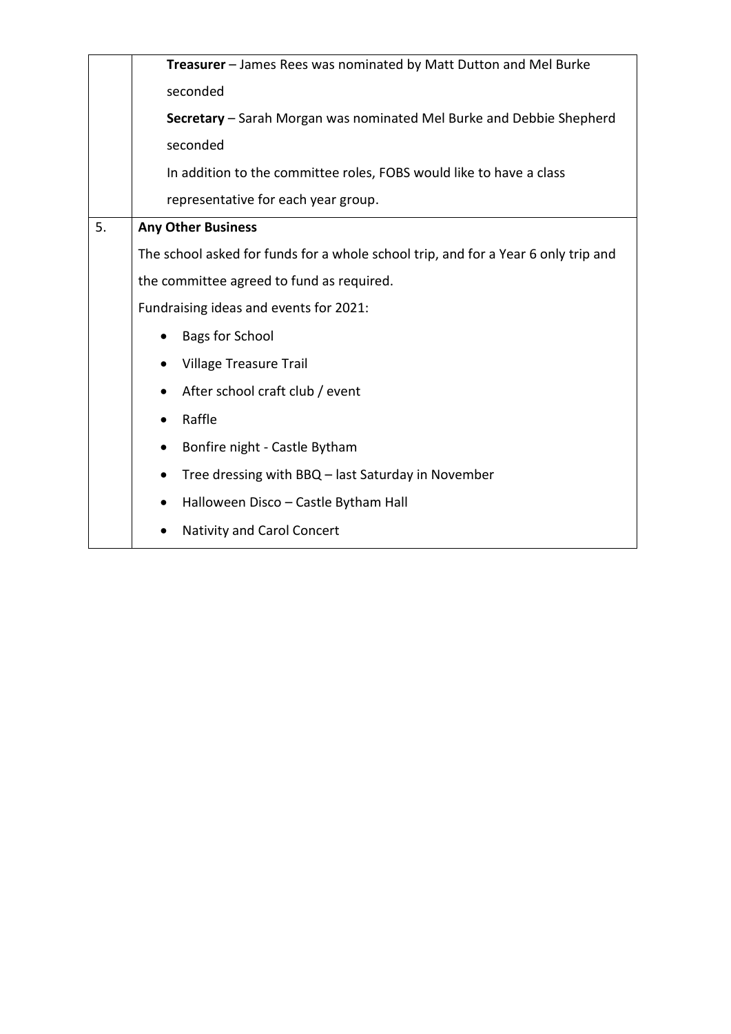| | |
|---|---|
| | **Treasurer** – James Rees was nominated by Matt Dutton and Mel Burke seconded<br>**Secretary** – Sarah Morgan was nominated Mel Burke and Debbie Shepherd seconded<br>In addition to the committee roles, FOBS would like to have a class representative for each year group. |
| 5. | **Any Other Business**<br>The school asked for funds for a whole school trip, and for a Year 6 only trip and the committee agreed to fund as required.<br>Fundraising ideas and events for 2021:<br>• Bags for School<br>• Village Treasure Trail<br>• After school craft club / event<br>• Raffle<br>• Bonfire night - Castle Bytham<br>• Tree dressing with BBQ – last Saturday in November<br>• Halloween Disco – Castle Bytham Hall<br>• Nativity and Carol Concert |